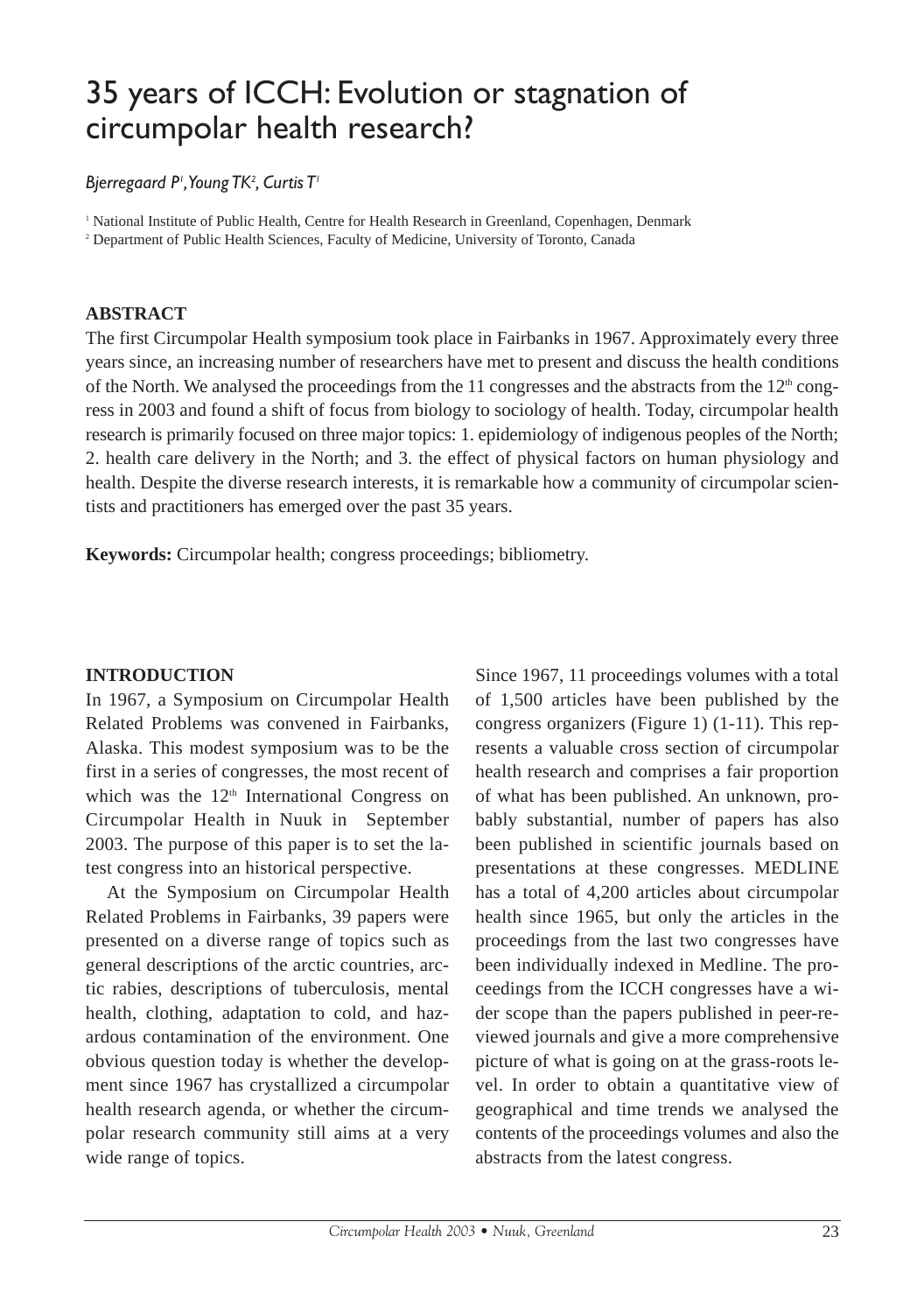# 35 years of ICCH: Evolution or stagnation of circumpolar health research?

*Bjerregaard P[1], Young TK[2], Curtis T[1]*

[1] National Institute of Public Health, Centre for Health Research in Greenland, Copenhagen, Denmark
[2] Department of Public Health Sciences, Faculty of Medicine, University of Toronto, Canada

## ABSTRACT

The first Circumpolar Health symposium took place in Fairbanks in 1967. Approximately every three years since, an increasing number of researchers have met to present and discuss the health conditions of the North. We analysed the proceedings from the 11 congresses and the abstracts from the 12th congress in 2003 and found a shift of focus from biology to sociology of health. Today, circumpolar health research is primarily focused on three major topics: 1. epidemiology of indigenous peoples of the North; 2. health care delivery in the North; and 3. the effect of physical factors on human physiology and health. Despite the diverse research interests, it is remarkable how a community of circumpolar scientists and practitioners has emerged over the past 35 years.

**Keywords:** Circumpolar health; congress proceedings; bibliometry.

## INTRODUCTION

In 1967, a Symposium on Circumpolar Health Related Problems was convened in Fairbanks, Alaska. This modest symposium was to be the first in a series of congresses, the most recent of which was the 12th International Congress on Circumpolar Health in Nuuk in September 2003. The purpose of this paper is to set the latest congress into an historical perspective.

At the Symposium on Circumpolar Health Related Problems in Fairbanks, 39 papers were presented on a diverse range of topics such as general descriptions of the arctic countries, arctic rabies, descriptions of tuberculosis, mental health, clothing, adaptation to cold, and hazardous contamination of the environment. One obvious question today is whether the development since 1967 has crystallized a circumpolar health research agenda, or whether the circumpolar research community still aims at a very wide range of topics.

Since 1967, 11 proceedings volumes with a total of 1,500 articles have been published by the congress organizers (Figure 1) (1-11). This represents a valuable cross section of circumpolar health research and comprises a fair proportion of what has been published. An unknown, probably substantial, number of papers has also been published in scientific journals based on presentations at these congresses. MEDLINE has a total of 4,200 articles about circumpolar health since 1965, but only the articles in the proceedings from the last two congresses have been individually indexed in Medline. The proceedings from the ICCH congresses have a wider scope than the papers published in peer-reviewed journals and give a more comprehensive picture of what is going on at the grass-roots level. In order to obtain a quantitative view of geographical and time trends we analysed the contents of the proceedings volumes and also the abstracts from the latest congress.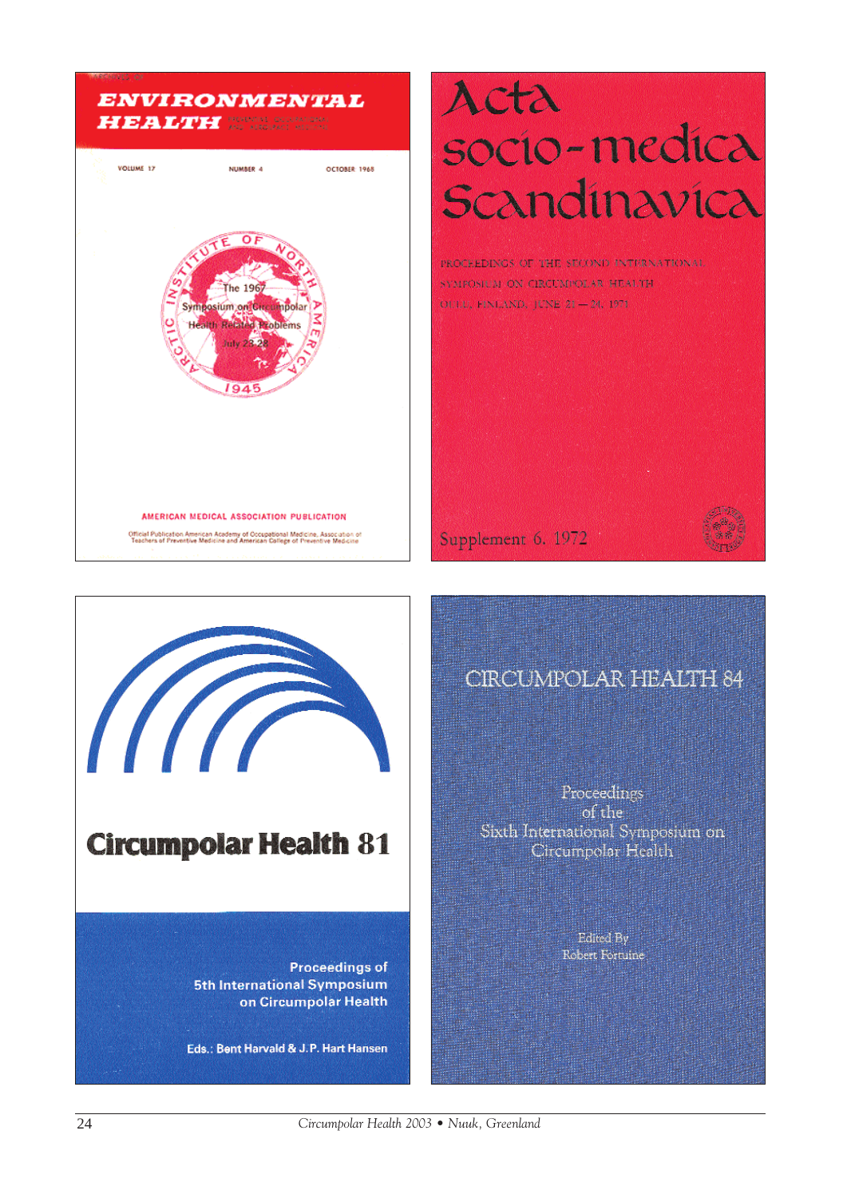ENVIRONMENTAL HEALTH

VOLUME 17 NUMBER 4 OCTOBER 1968

ARCTIC INSTITUTE OF NORTH AMERICA 1945

The 1967 Symposium on Circumpolar Health Related Problems July 23-28

AMERICAN MEDICAL ASSOCIATION PUBLICATION

Official Publication American Academy of Occupational Medicine, Association of Teachers of Preventive Medicine and American College of Preventive Medicine

Acta socio-medica Scandinavica

PROCEEDINGS OF THE SECOND INTERNATIONAL SYMPOSIUM ON CIRCUMPOLAR HEALTH OULU, FINLAND, JUNE 21 — 24, 1971

Supplement 6, 1972

Circumpolar Health 81

Proceedings of 5th International Symposium on Circumpolar Health

Eds.: Bent Harvald & J.P. Hart Hansen

CIRCUMPOLAR HEALTH 84

Proceedings of the Sixth International Symposium on Circumpolar Health

Edited By Robert Fortuine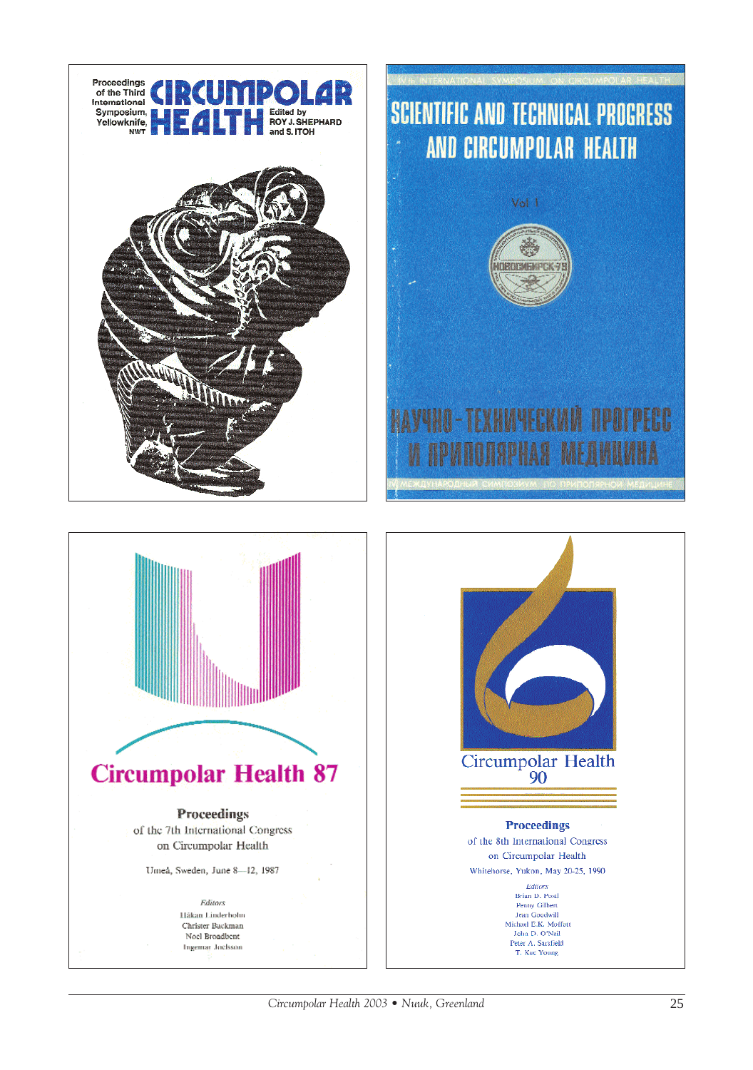Proceedings of the Third International Symposium, Yellowknife, NWT

# CIRCUMPOLAR HEALTH

Edited by ROY J. SHEPHARD and S. ITOH

IVth INTERNATIONAL SYMPOSIUM ON CIRCUMPOLAR HEALTH

# SCIENTIFIC AND TECHNICAL PROGRESS AND CIRCUMPOLAR HEALTH

Vol 1

НОВОСИБИРСК-78

# НАУЧНО-ТЕХНИЧЕСКИЙ ПРОГРЕСС И ПРИПОЛЯРНАЯ МЕДИЦИНА

IV МЕЖДУНАРОДНЫЙ СИМПОЗИУМ ПО ПРИПОЛЯРНОЙ МЕДИЦИНЕ

# Circumpolar Health 87

**Proceedings**

of the 7th International Congress on Circumpolar Health

Umeå, Sweden, June 8–12, 1987

*Editors*

Håkan Linderholm
Christer Backman
Noel Broadbent
Ingemar Joelsson

# Circumpolar Health 90

**Proceedings**

of the 8th International Congress on Circumpolar Health

Whitehorse, Yukon, May 20-25, 1990

*Editors*

Brian D. Postl
Penny Gilbert
Jean Goodwill
Michael E.K. Moffatt
John D. O'Neil
Peter A. Sarsfield
T. Kue Young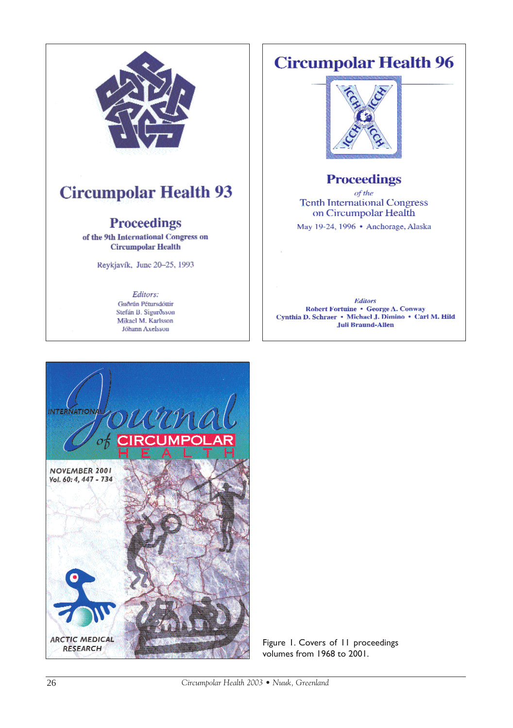Figure 1. Covers of 11 proceedings volumes from 1968 to 2001.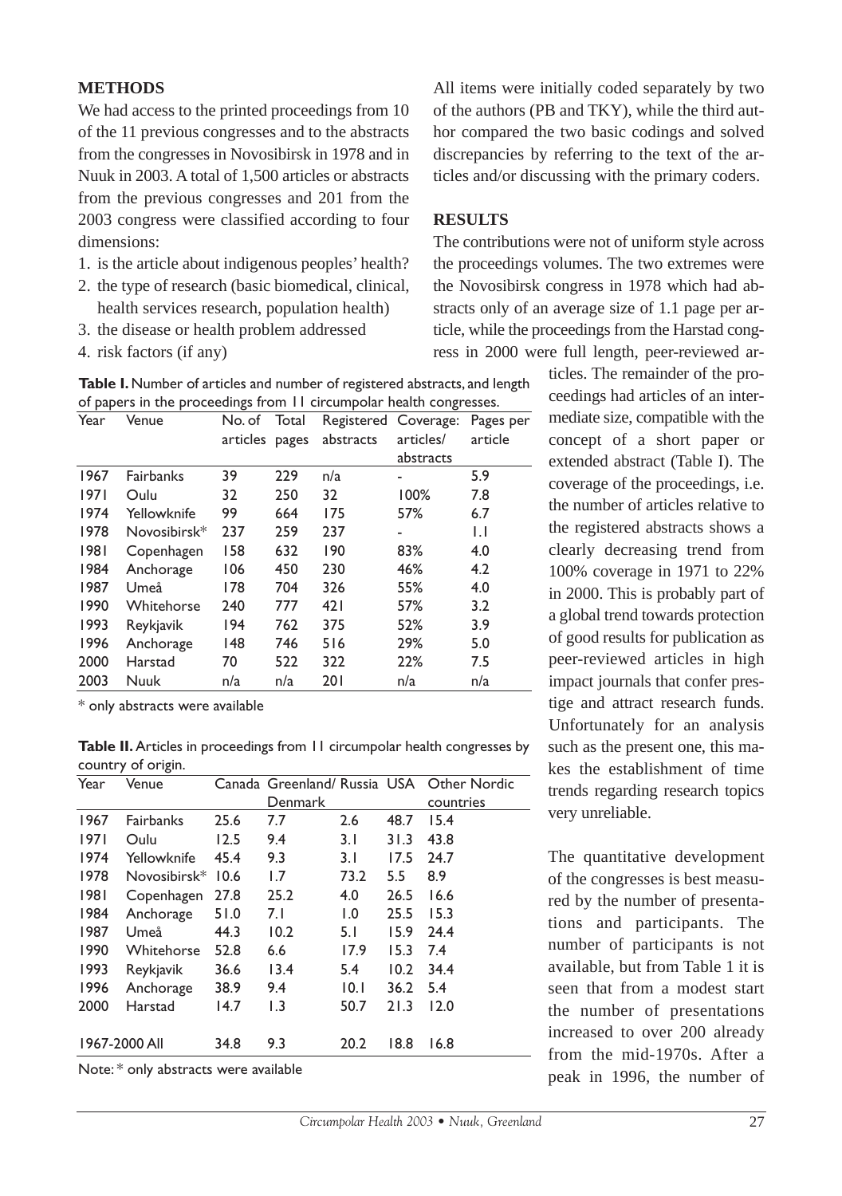## METHODS

We had access to the printed proceedings from 10 of the 11 previous congresses and to the abstracts from the congresses in Novosibirsk in 1978 and in Nuuk in 2003. A total of 1,500 articles or abstracts from the previous congresses and 201 from the 2003 congress were classified according to four dimensions:

1. is the article about indigenous peoples' health?
2. the type of research (basic biomedical, clinical, health services research, population health)
3. the disease or health problem addressed
4. risk factors (if any)

All items were initially coded separately by two of the authors (PB and TKY), while the third author compared the two basic codings and solved discrepancies by referring to the text of the articles and/or discussing with the primary coders.

## RESULTS

The contributions were not of uniform style across the proceedings volumes. The two extremes were the Novosibirsk congress in 1978 which had abstracts only of an average size of 1.1 page per article, while the proceedings from the Harstad congress in 2000 were full length, peer-reviewed articles. The remainder of the proceedings had articles of an intermediate size, compatible with the concept of a short paper or extended abstract (Table I). The coverage of the proceedings, i.e. the number of articles relative to the registered abstracts shows a clearly decreasing trend from 100% coverage in 1971 to 22% in 2000. This is probably part of a global trend towards protection of good results for publication as peer-reviewed articles in high impact journals that confer prestige and attract research funds. Unfortunately for an analysis such as the present one, this makes the establishment of time trends regarding research topics very unreliable.

**Table I.** Number of articles and number of registered abstracts, and length of papers in the proceedings from 11 circumpolar health congresses.

| Year | Venue | No. of articles | Total pages | Registered abstracts | Coverage: articles/ abstracts | Pages per article |
|---|---|---|---|---|---|---|
| 1967 | Fairbanks | 39 | 229 | n/a | - | 5.9 |
| 1971 | Oulu | 32 | 250 | 32 | 100% | 7.8 |
| 1974 | Yellowknife | 99 | 664 | 175 | 57% | 6.7 |
| 1978 | Novosibirsk* | 237 | 259 | 237 | - | 1.1 |
| 1981 | Copenhagen | 158 | 632 | 190 | 83% | 4.0 |
| 1984 | Anchorage | 106 | 450 | 230 | 46% | 4.2 |
| 1987 | Umeå | 178 | 704 | 326 | 55% | 4.0 |
| 1990 | Whitehorse | 240 | 777 | 421 | 57% | 3.2 |
| 1993 | Reykjavik | 194 | 762 | 375 | 52% | 3.9 |
| 1996 | Anchorage | 148 | 746 | 516 | 29% | 5.0 |
| 2000 | Harstad | 70 | 522 | 322 | 22% | 7.5 |
| 2003 | Nuuk | n/a | n/a | 201 | n/a | n/a |

\* only abstracts were available

**Table II.** Articles in proceedings from 11 circumpolar health congresses by country of origin.

| Year | Venue | Canada | Greenland/ Denmark | Russia | USA | Other Nordic countries |
|---|---|---|---|---|---|---|
| 1967 | Fairbanks | 25.6 | 7.7 | 2.6 | 48.7 | 15.4 |
| 1971 | Oulu | 12.5 | 9.4 | 3.1 | 31.3 | 43.8 |
| 1974 | Yellowknife | 45.4 | 9.3 | 3.1 | 17.5 | 24.7 |
| 1978 | Novosibirsk* | 10.6 | 1.7 | 73.2 | 5.5 | 8.9 |
| 1981 | Copenhagen | 27.8 | 25.2 | 4.0 | 26.5 | 16.6 |
| 1984 | Anchorage | 51.0 | 7.1 | 1.0 | 25.5 | 15.3 |
| 1987 | Umeå | 44.3 | 10.2 | 5.1 | 15.9 | 24.4 |
| 1990 | Whitehorse | 52.8 | 6.6 | 17.9 | 15.3 | 7.4 |
| 1993 | Reykjavik | 36.6 | 13.4 | 5.4 | 10.2 | 34.4 |
| 1996 | Anchorage | 38.9 | 9.4 | 10.1 | 36.2 | 5.4 |
| 2000 | Harstad | 14.7 | 1.3 | 50.7 | 21.3 | 12.0 |
| 1967-2000 All | | 34.8 | 9.3 | 20.2 | 18.8 | 16.8 |

Note: * only abstracts were available

The quantitative development of the congresses is best measured by the number of presentations and participants. The number of participants is not available, but from Table 1 it is seen that from a modest start the number of presentations increased to over 200 already from the mid-1970s. After a peak in 1996, the number of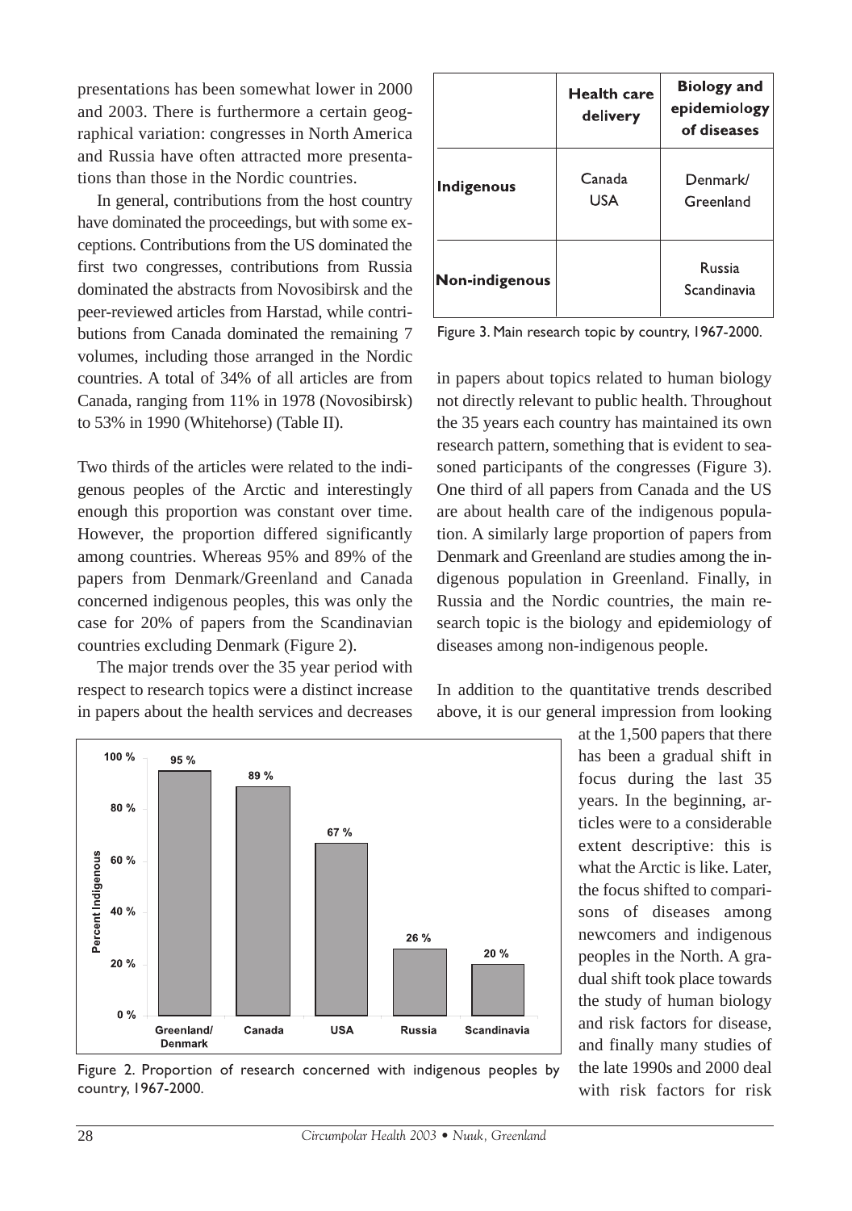presentations has been somewhat lower in 2000 and 2003. There is furthermore a certain geographical variation: congresses in North America and Russia have often attracted more presentations than those in the Nordic countries.

In general, contributions from the host country have dominated the proceedings, but with some exceptions. Contributions from the US dominated the first two congresses, contributions from Russia dominated the abstracts from Novosibirsk and the peer-reviewed articles from Harstad, while contributions from Canada dominated the remaining 7 volumes, including those arranged in the Nordic countries. A total of 34% of all articles are from Canada, ranging from 11% in 1978 (Novosibirsk) to 53% in 1990 (Whitehorse) (Table II).

Two thirds of the articles were related to the indigenous peoples of the Arctic and interestingly enough this proportion was constant over time. However, the proportion differed significantly among countries. Whereas 95% and 89% of the papers from Denmark/Greenland and Canada concerned indigenous peoples, this was only the case for 20% of papers from the Scandinavian countries excluding Denmark (Figure 2).

The major trends over the 35 year period with respect to research topics were a distinct increase in papers about the health services and decreases in papers about topics related to human biology not directly relevant to public health. Throughout the 35 years each country has maintained its own research pattern, something that is evident to seasoned participants of the congresses (Figure 3). One third of all papers from Canada and the US are about health care of the indigenous population. A similarly large proportion of papers from Denmark and Greenland are studies among the indigenous population in Greenland. Finally, in Russia and the Nordic countries, the main research topic is the biology and epidemiology of diseases among non-indigenous people.

| | Health care delivery | Biology and epidemiology of diseases |
|---|---|---|
| **Indigenous** | Canada USA | Denmark/ Greenland |
| **Non-indigenous** | | Russia Scandinavia |

Figure 3. Main research topic by country, 1967-2000.

| Country | Percent Indigenous |
|---|---|
| Greenland/ Denmark | 95 % |
| Canada | 89 % |
| USA | 67 % |
| Russia | 26 % |
| Scandinavia | 20 % |

Figure 2. Proportion of research concerned with indigenous peoples by country, 1967-2000.

In addition to the quantitative trends described above, it is our general impression from looking at the 1,500 papers that there has been a gradual shift in focus during the last 35 years. In the beginning, articles were to a considerable extent descriptive: this is what the Arctic is like. Later, the focus shifted to comparisons of diseases among newcomers and indigenous peoples in the North. A gradual shift took place towards the study of human biology and risk factors for disease, and finally many studies of the late 1990s and 2000 deal with risk factors for risk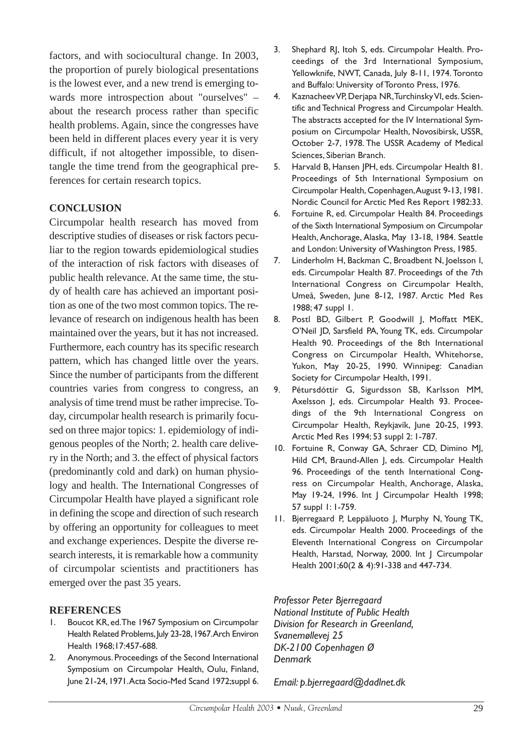factors, and with sociocultural change. In 2003, the proportion of purely biological presentations is the lowest ever, and a new trend is emerging towards more introspection about "ourselves" – about the research process rather than specific health problems. Again, since the congresses have been held in different places every year it is very difficult, if not altogether impossible, to disentangle the time trend from the geographical preferences for certain research topics.

## CONCLUSION

Circumpolar health research has moved from descriptive studies of diseases or risk factors peculiar to the region towards epidemiological studies of the interaction of risk factors with diseases of public health relevance. At the same time, the study of health care has achieved an important position as one of the two most common topics. The relevance of research on indigenous health has been maintained over the years, but it has not increased. Furthermore, each country has its specific research pattern, which has changed little over the years. Since the number of participants from the different countries varies from congress to congress, an analysis of time trend must be rather imprecise. Today, circumpolar health research is primarily focused on three major topics: 1. epidemiology of indigenous peoples of the North; 2. health care delivery in the North; and 3. the effect of physical factors (predominantly cold and dark) on human physiology and health. The International Congresses of Circumpolar Health have played a significant role in defining the scope and direction of such research by offering an opportunity for colleagues to meet and exchange experiences. Despite the diverse research interests, it is remarkable how a community of circumpolar scientists and practitioners has emerged over the past 35 years.

## REFERENCES

1. Boucot KR, ed. The 1967 Symposium on Circumpolar Health Related Problems, July 23-28, 1967. Arch Environ Health 1968;17:457-688.
2. Anonymous. Proceedings of the Second International Symposium on Circumpolar Health, Oulu, Finland, June 21-24, 1971. Acta Socio-Med Scand 1972;suppl 6.
3. Shephard RJ, Itoh S, eds. Circumpolar Health. Proceedings of the 3rd International Symposium, Yellowknife, NWT, Canada, July 8-11, 1974. Toronto and Buffalo: University of Toronto Press, 1976.
4. Kaznacheev VP, Derjapa NR, Turchinsky VI, eds. Scientific and Technical Progress and Circumpolar Health. The abstracts accepted for the IV International Symposium on Circumpolar Health, Novosibirsk, USSR, October 2-7, 1978. The USSR Academy of Medical Sciences, Siberian Branch.
5. Harvald B, Hansen JPH, eds. Circumpolar Health 81. Proceedings of 5th International Symposium on Circumpolar Health, Copenhagen, August 9-13, 1981. Nordic Council for Arctic Med Res Report 1982:33.
6. Fortuine R, ed. Circumpolar Health 84. Proceedings of the Sixth International Symposium on Circumpolar Health, Anchorage, Alaska, May 13-18, 1984. Seattle and London: University of Washington Press, 1985.
7. Linderholm H, Backman C, Broadbent N, Joelsson I, eds. Circumpolar Health 87. Proceedings of the 7th International Congress on Circumpolar Health, Umeå, Sweden, June 8-12, 1987. Arctic Med Res 1988; 47 suppl 1.
8. Postl BD, Gilbert P, Goodwill J, Moffatt MEK, O'Neil JD, Sarsfield PA, Young TK, eds. Circumpolar Health 90. Proceedings of the 8th International Congress on Circumpolar Health, Whitehorse, Yukon, May 20-25, 1990. Winnipeg: Canadian Society for Circumpolar Health, 1991.
9. Pétursdóttir G, Sigurdsson SB, Karlsson MM, Axelsson J, eds. Circumpolar Health 93. Proceedings of the 9th International Congress on Circumpolar Health, Reykjavík, June 20-25, 1993. Arctic Med Res 1994; 53 suppl 2: 1-787.
10. Fortuine R, Conway GA, Schraer CD, Dimino MJ, Hild CM, Braund-Allen J, eds. Circumpolar Health 96. Proceedings of the tenth International Congress on Circumpolar Health, Anchorage, Alaska, May 19-24, 1996. Int J Circumpolar Health 1998; 57 suppl 1: 1-759.
11. Bjerregaard P, Leppäluoto J, Murphy N, Young TK, eds. Circumpolar Health 2000. Proceedings of the Eleventh International Congress on Circumpolar Health, Harstad, Norway, 2000. Int J Circumpolar Health 2001;60(2 & 4):91-338 and 447-734.

*Professor Peter Bjerregaard*
*National Institute of Public Health*
*Division for Research in Greenland,*
*Svanemøllevej 25*
*DK-2100 Copenhagen Ø*
*Denmark*

*Email: p.bjerregaard@dadlnet.dk*